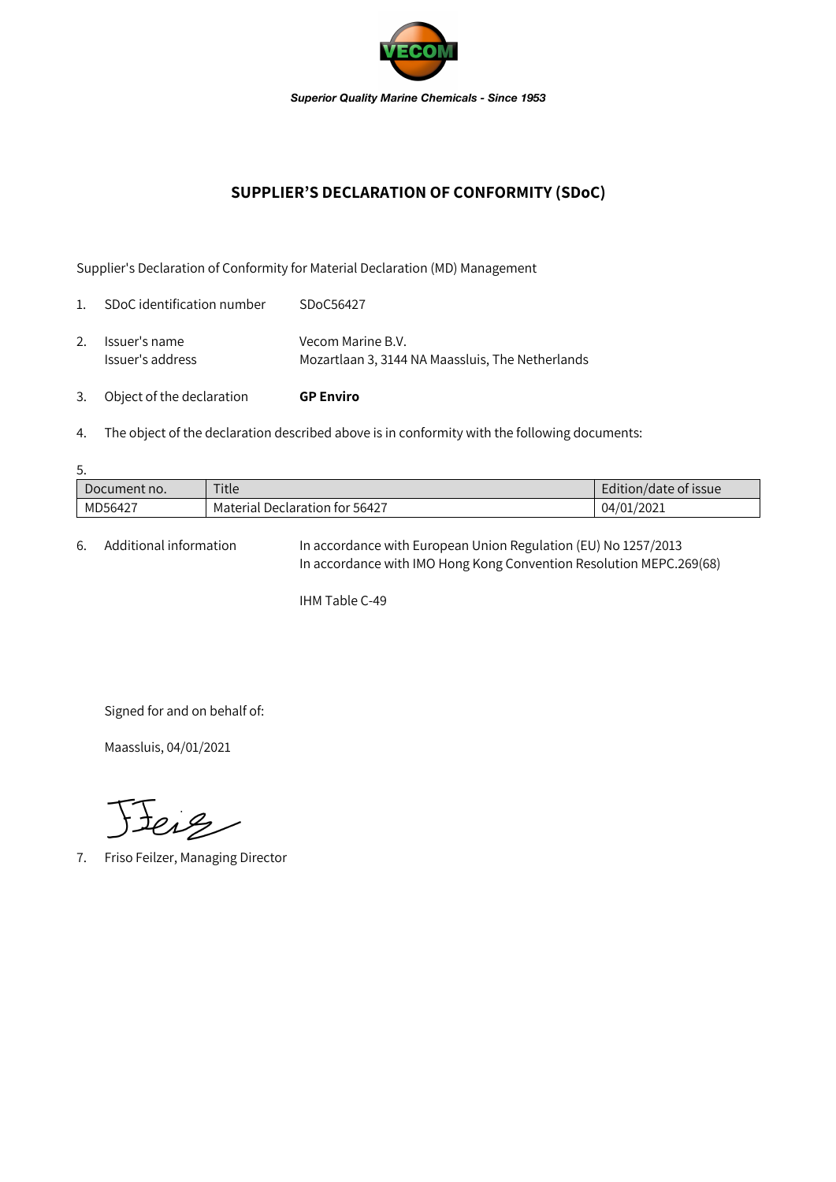*Superior Quality Marine Chemicals - Since 1953*

# SUPPLIER'S DECLARATION OF CONFORMITY (SDoC)

Supplier's Declaration of Conformity for Material Declaration (MD) Management

1. SDoC identification number SDoC56427

2. Issuer's name Vecom Marine B.V.
   Issuer's address Mozartlaan 3, 3144 NA Maassluis, The Netherlands

3. Object of the declaration **GP Enviro**

4. The object of the declaration described above is in conformity with the following documents:

5.

| Document no. | Title | Edition/date of issue |
| --- | --- | --- |
| MD56427 | Material Declaration for 56427 | 04/01/2021 |

6. Additional information In accordance with European Union Regulation (EU) No 1257/2013
   In accordance with IMO Hong Kong Convention Resolution MEPC.269(68)

   IHM Table C-49

Signed for and on behalf of:

Maassluis, 04/01/2021

7. Friso Feilzer, Managing Director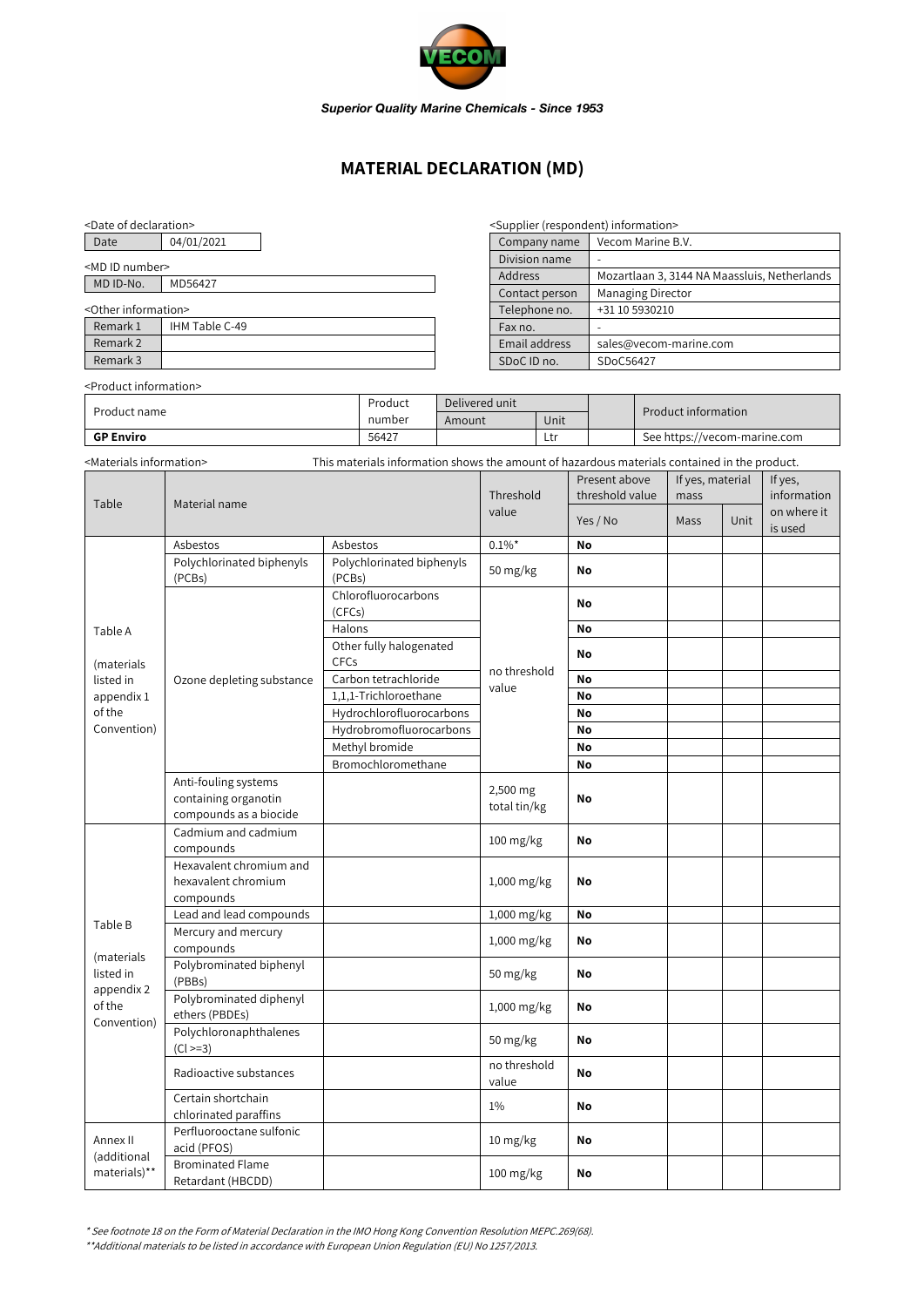VECOM

*Superior Quality Marine Chemicals - Since 1953*

# MATERIAL DECLARATION (MD)

<Date of declaration>

| | |
|---|---|
| Date | 04/01/2021 |

<MD ID number>

| | |
|---|---|
| MD ID-No. | MD56427 |

<Other information>

| | |
|---|---|
| Remark 1 | IHM Table C-49 |
| Remark 2 | |
| Remark 3 | |

<Supplier (respondent) information>

| | |
|---|---|
| Company name | Vecom Marine B.V. |
| Division name | - |
| Address | Mozartlaan 3, 3144 NA Maassluis, Netherlands |
| Contact person | Managing Director |
| Telephone no. | +31 10 5930210 |
| Fax no. | - |
| Email address | sales@vecom-marine.com |
| SDoC ID no. | SDoC56427 |

<Product information>

| Product name | Product number | Delivered unit | | | Product information |
|---|---|---|---|---|---|
| | | Amount | Unit | | |
| **GP Enviro** | 56427 | | Ltr | | See https://vecom-marine.com |

<Materials information> This materials information shows the amount of hazardous materials contained in the product.

| Table | Material name | | Threshold value | Present above threshold value | If yes, material mass | | If yes, information on where it is used |
|---|---|---|---|---|---|---|---|
| | | | | Yes / No | Mass | Unit | |
| Table A (materials listed in appendix 1 of the Convention) | Asbestos | Asbestos | 0.1%* | **No** | | | |
| | Polychlorinated biphenyls (PCBs) | Polychlorinated biphenyls (PCBs) | 50 mg/kg | **No** | | | |
| | Ozone depleting substance | Chlorofluorocarbons (CFCs) | no threshold value | **No** | | | |
| | | Halons | | **No** | | | |
| | | Other fully halogenated CFCs | | **No** | | | |
| | | Carbon tetrachloride | | **No** | | | |
| | | 1,1,1-Trichloroethane | | **No** | | | |
| | | Hydrochlorofluorocarbons | | **No** | | | |
| | | Hydrobromofluorocarbons | | **No** | | | |
| | | Methyl bromide | | **No** | | | |
| | | Bromochloromethane | | **No** | | | |
| | Anti-fouling systems containing organotin compounds as a biocide | | 2,500 mg total tin/kg | **No** | | | |
| Table B (materials listed in appendix 2 of the Convention) | Cadmium and cadmium compounds | | 100 mg/kg | **No** | | | |
| | Hexavalent chromium and hexavalent chromium compounds | | 1,000 mg/kg | **No** | | | |
| | Lead and lead compounds | | 1,000 mg/kg | **No** | | | |
| | Mercury and mercury compounds | | 1,000 mg/kg | **No** | | | |
| | Polybrominated biphenyl (PBBs) | | 50 mg/kg | **No** | | | |
| | Polybrominated diphenyl ethers (PBDEs) | | 1,000 mg/kg | **No** | | | |
| | Polychloronaphthalenes (Cl >=3) | | 50 mg/kg | **No** | | | |
| | Radioactive substances | | no threshold value | **No** | | | |
| | Certain shortchain chlorinated paraffins | | 1% | **No** | | | |
| Annex II (additional materials)** | Perfluorooctane sulfonic acid (PFOS) | | 10 mg/kg | **No** | | | |
| | Brominated Flame Retardant (HBCDD) | | 100 mg/kg | **No** | | | |

*\* See footnote 18 on the Form of Material Declaration in the IMO Hong Kong Convention Resolution MEPC.269(68).*

*\*\*Additional materials to be listed in accordance with European Union Regulation (EU) No 1257/2013.*